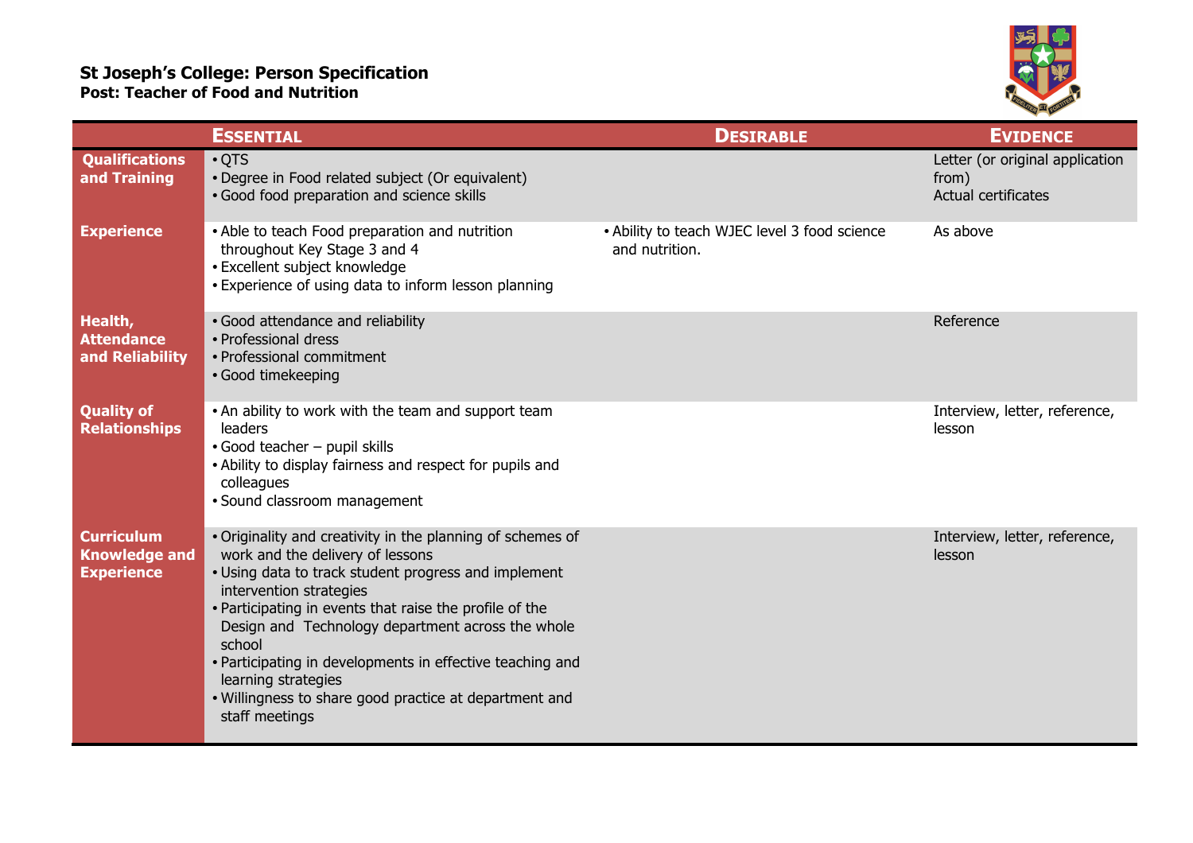# St Joseph's College: Person Specification

## Post: Teacher of Food and Nutrition

| | **Essential** | **Desirable** | **Evidence** |
|---|---|---|---|
| **Qualifications and Training** | • QTS<br>• Degree in Food related subject (Or equivalent)<br>• Good food preparation and science skills | | Letter (or original application from)<br>Actual certificates |
| **Experience** | • Able to teach Food preparation and nutrition throughout Key Stage 3 and 4<br>• Excellent subject knowledge<br>• Experience of using data to inform lesson planning | • Ability to teach WJEC level 3 food science and nutrition. | As above |
| **Health, Attendance and Reliability** | • Good attendance and reliability<br>• Professional dress<br>• Professional commitment<br>• Good timekeeping | | Reference |
| **Quality of Relationships** | • An ability to work with the team and support team leaders<br>• Good teacher – pupil skills<br>• Ability to display fairness and respect for pupils and colleagues<br>• Sound classroom management | | Interview, letter, reference, lesson |
| **Curriculum Knowledge and Experience** | • Originality and creativity in the planning of schemes of work and the delivery of lessons<br>• Using data to track student progress and implement intervention strategies<br>• Participating in events that raise the profile of the Design and Technology department across the whole school<br>• Participating in developments in effective teaching and learning strategies<br>• Willingness to share good practice at department and staff meetings | | Interview, letter, reference, lesson |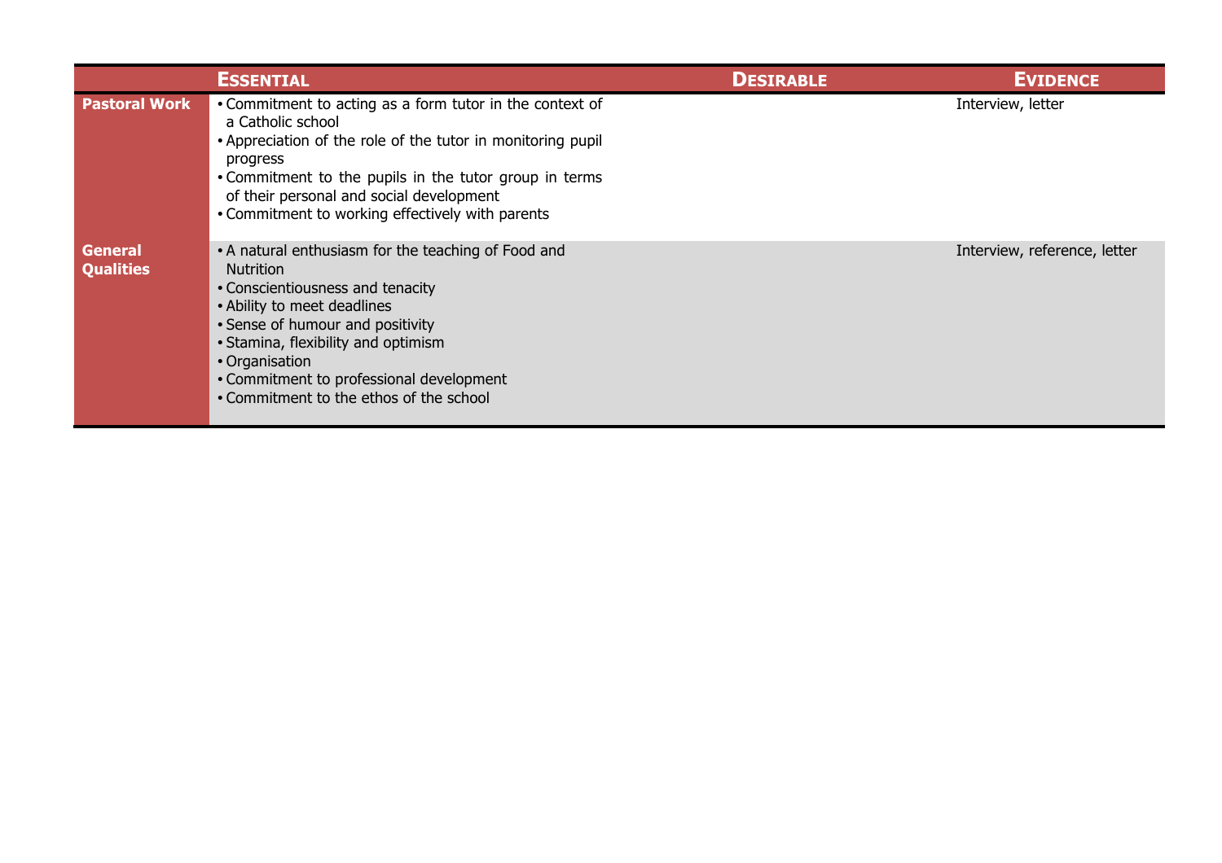| | ESSENTIAL | DESIRABLE | EVIDENCE |
|---|---|---|---|
| **Pastoral Work** | • Commitment to acting as a form tutor in the context of a Catholic school<br>• Appreciation of the role of the tutor in monitoring pupil progress<br>• Commitment to the pupils in the tutor group in terms of their personal and social development<br>• Commitment to working effectively with parents | | Interview, letter |
| **General Qualities** | • A natural enthusiasm for the teaching of Food and Nutrition<br>• Conscientiousness and tenacity<br>• Ability to meet deadlines<br>• Sense of humour and positivity<br>• Stamina, flexibility and optimism<br>• Organisation<br>• Commitment to professional development<br>• Commitment to the ethos of the school | | Interview, reference, letter |